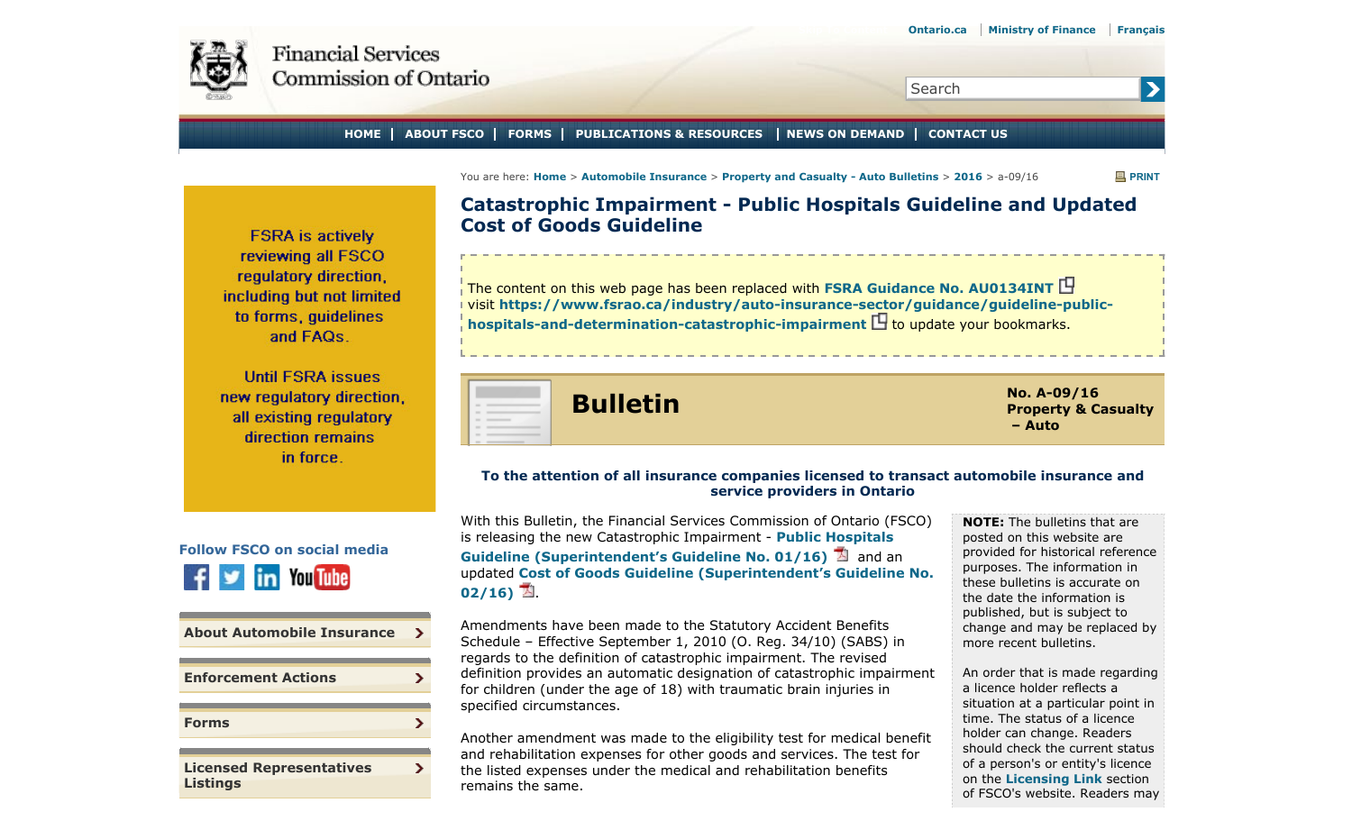Ontario.ca | Ministry of Finance | Français

Financial Services Commission of Ontario

Search

HOME | ABOUT FSCO | FORMS | PUBLICATIONS & RESOURCES | NEWS ON DEMAND | CONTACT US

FSRA is actively reviewing all FSCO regulatory direction, including but not limited to forms, guidelines and FAQs.

Until FSRA issues new regulatory direction, all existing regulatory direction remains in force.

Follow FSCO on social media

About Automobile Insurance

Enforcement Actions

Forms

Licensed Representatives Listings

You are here: Home > Automobile Insurance > Property and Casualty - Auto Bulletins > 2016 > a-09/16

PRINT

# Catastrophic Impairment - Public Hospitals Guideline and Updated Cost of Goods Guideline

The content on this web page has been replaced with **FSRA Guidance No. AU0134INT** visit **https://www.fsrao.ca/industry/auto-insurance-sector/guidance/guideline-public-hospitals-and-determination-catastrophic-impairment** to update your bookmarks.

## Bulletin

**No. A-09/16**
**Property & Casualty – Auto**

**To the attention of all insurance companies licensed to transact automobile insurance and service providers in Ontario**

With this Bulletin, the Financial Services Commission of Ontario (FSCO) is releasing the new Catastrophic Impairment - **Public Hospitals Guideline (Superintendent's Guideline No. 01/16)** and an updated **Cost of Goods Guideline (Superintendent's Guideline No. 02/16)**.

Amendments have been made to the Statutory Accident Benefits Schedule – Effective September 1, 2010 (O. Reg. 34/10) (SABS) in regards to the definition of catastrophic impairment. The revised definition provides an automatic designation of catastrophic impairment for children (under the age of 18) with traumatic brain injuries in specified circumstances.

Another amendment was made to the eligibility test for medical benefit and rehabilitation expenses for other goods and services. The test for the listed expenses under the medical and rehabilitation benefits remains the same.

**NOTE:** The bulletins that are posted on this website are provided for historical reference purposes. The information in these bulletins is accurate on the date the information is published, but is subject to change and may be replaced by more recent bulletins.

An order that is made regarding a licence holder reflects a situation at a particular point in time. The status of a licence holder can change. Readers should check the current status of a person's or entity's licence on the **Licensing Link** section of FSCO's website. Readers may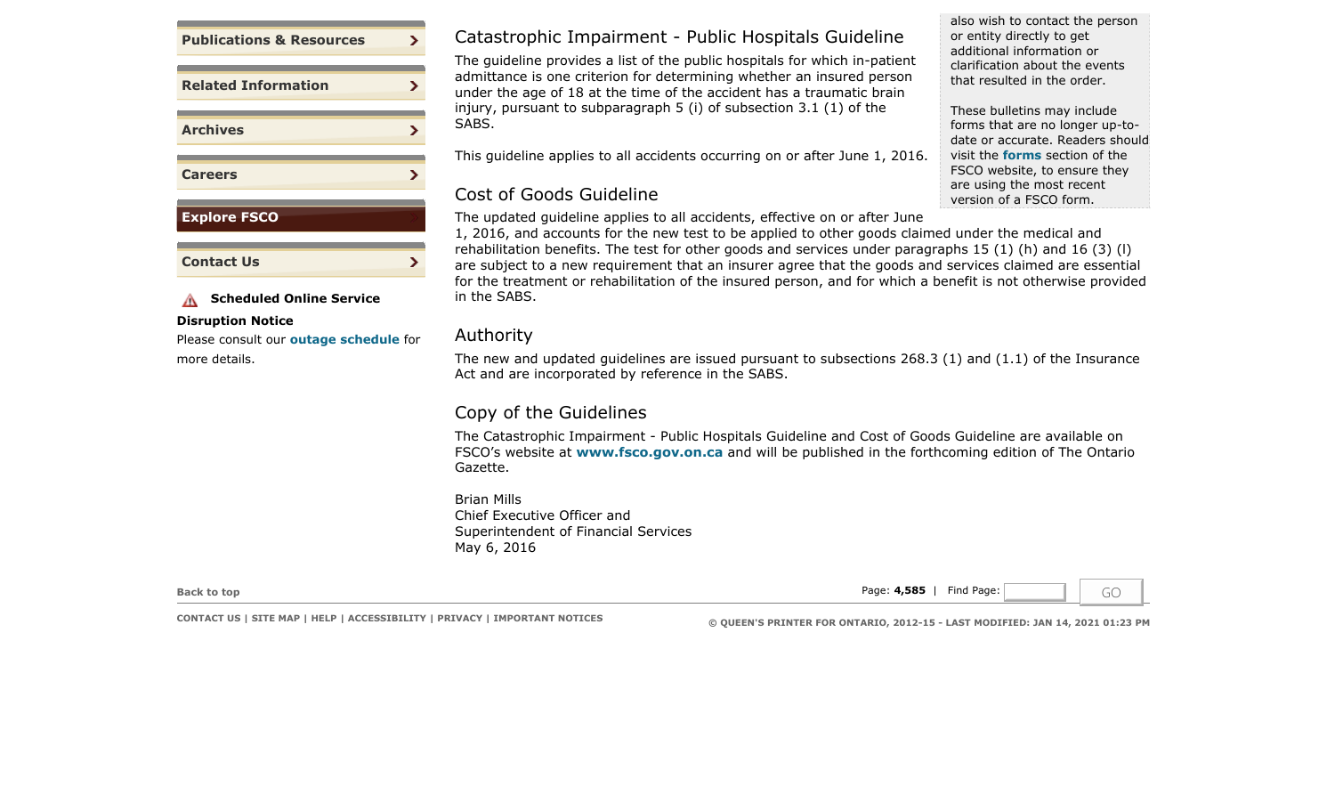also wish to contact the person or entity directly to get additional information or clarification about the events that resulted in the order.

These bulletins may include forms that are no longer up-to-date or accurate. Readers should visit the **forms** section of the FSCO website, to ensure they are using the most recent version of a FSCO form.

## Catastrophic Impairment - Public Hospitals Guideline

The guideline provides a list of the public hospitals for which in-patient admittance is one criterion for determining whether an insured person under the age of 18 at the time of the accident has a traumatic brain injury, pursuant to subparagraph 5 (i) of subsection 3.1 (1) of the SABS.

This guideline applies to all accidents occurring on or after June 1, 2016.

## Cost of Goods Guideline

The updated guideline applies to all accidents, effective on or after June 1, 2016, and accounts for the new test to be applied to other goods claimed under the medical and rehabilitation benefits. The test for other goods and services under paragraphs 15 (1) (h) and 16 (3) (l) are subject to a new requirement that an insurer agree that the goods and services claimed are essential for the treatment or rehabilitation of the insured person, and for which a benefit is not otherwise provided in the SABS.

## Authority

The new and updated guidelines are issued pursuant to subsections 268.3 (1) and (1.1) of the Insurance Act and are incorporated by reference in the SABS.

## Copy of the Guidelines

The Catastrophic Impairment - Public Hospitals Guideline and Cost of Goods Guideline are available on FSCO's website at **www.fsco.gov.on.ca** and will be published in the forthcoming edition of The Ontario Gazette.

Brian Mills
Chief Executive Officer and
Superintendent of Financial Services
May 6, 2016